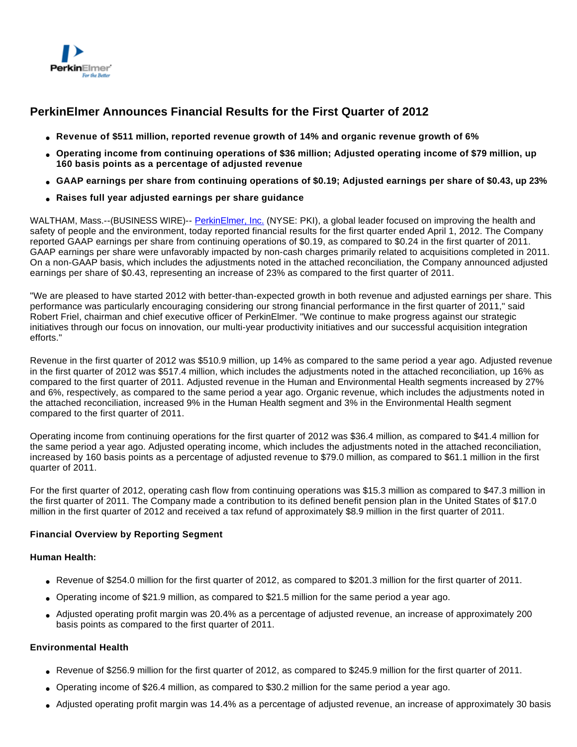# PerkinElmer Announces Financial Results for the First Quarter of 2012

- **Revenue of $511 million, reported revenue growth of 14% and organic revenue growth of 6%**
- **Operating income from continuing operations of $36 million; Adjusted operating income of $79 million, up 160 basis points as a percentage of adjusted revenue**
- **GAAP earnings per share from continuing operations of $0.19; Adjusted earnings per share of $0.43, up 23%**
- **Raises full year adjusted earnings per share guidance**

WALTHAM, Mass.--(BUSINESS WIRE)-- PerkinElmer, Inc. (NYSE: PKI), a global leader focused on improving the health and safety of people and the environment, today reported financial results for the first quarter ended April 1, 2012. The Company reported GAAP earnings per share from continuing operations of $0.19, as compared to $0.24 in the first quarter of 2011. GAAP earnings per share were unfavorably impacted by non-cash charges primarily related to acquisitions completed in 2011. On a non-GAAP basis, which includes the adjustments noted in the attached reconciliation, the Company announced adjusted earnings per share of $0.43, representing an increase of 23% as compared to the first quarter of 2011.

"We are pleased to have started 2012 with better-than-expected growth in both revenue and adjusted earnings per share. This performance was particularly encouraging considering our strong financial performance in the first quarter of 2011," said Robert Friel, chairman and chief executive officer of PerkinElmer. "We continue to make progress against our strategic initiatives through our focus on innovation, our multi-year productivity initiatives and our successful acquisition integration efforts."

Revenue in the first quarter of 2012 was $510.9 million, up 14% as compared to the same period a year ago. Adjusted revenue in the first quarter of 2012 was $517.4 million, which includes the adjustments noted in the attached reconciliation, up 16% as compared to the first quarter of 2011. Adjusted revenue in the Human and Environmental Health segments increased by 27% and 6%, respectively, as compared to the same period a year ago. Organic revenue, which includes the adjustments noted in the attached reconciliation, increased 9% in the Human Health segment and 3% in the Environmental Health segment compared to the first quarter of 2011.

Operating income from continuing operations for the first quarter of 2012 was $36.4 million, as compared to $41.4 million for the same period a year ago. Adjusted operating income, which includes the adjustments noted in the attached reconciliation, increased by 160 basis points as a percentage of adjusted revenue to $79.0 million, as compared to $61.1 million in the first quarter of 2011.

For the first quarter of 2012, operating cash flow from continuing operations was $15.3 million as compared to $47.3 million in the first quarter of 2011. The Company made a contribution to its defined benefit pension plan in the United States of $17.0 million in the first quarter of 2012 and received a tax refund of approximately $8.9 million in the first quarter of 2011.

**Financial Overview by Reporting Segment**

**Human Health:**

- Revenue of $254.0 million for the first quarter of 2012, as compared to $201.3 million for the first quarter of 2011.
- Operating income of $21.9 million, as compared to $21.5 million for the same period a year ago.
- Adjusted operating profit margin was 20.4% as a percentage of adjusted revenue, an increase of approximately 200 basis points as compared to the first quarter of 2011.

**Environmental Health**

- Revenue of $256.9 million for the first quarter of 2012, as compared to $245.9 million for the first quarter of 2011.
- Operating income of $26.4 million, as compared to $30.2 million for the same period a year ago.
- Adjusted operating profit margin was 14.4% as a percentage of adjusted revenue, an increase of approximately 30 basis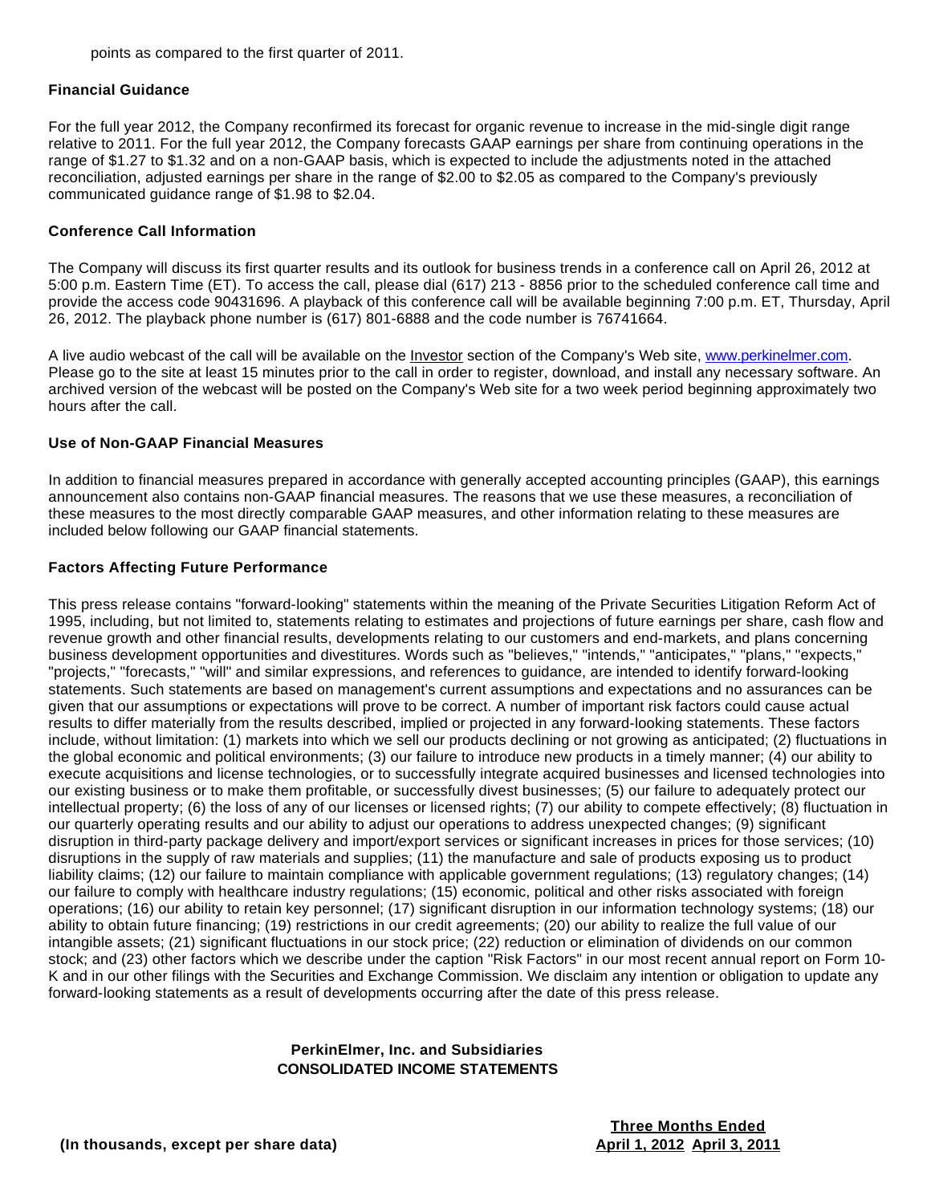points as compared to the first quarter of 2011.

**Financial Guidance**

For the full year 2012, the Company reconfirmed its forecast for organic revenue to increase in the mid-single digit range relative to 2011. For the full year 2012, the Company forecasts GAAP earnings per share from continuing operations in the range of $1.27 to $1.32 and on a non-GAAP basis, which is expected to include the adjustments noted in the attached reconciliation, adjusted earnings per share in the range of $2.00 to $2.05 as compared to the Company's previously communicated guidance range of $1.98 to $2.04.

**Conference Call Information**

The Company will discuss its first quarter results and its outlook for business trends in a conference call on April 26, 2012 at 5:00 p.m. Eastern Time (ET). To access the call, please dial (617) 213 - 8856 prior to the scheduled conference call time and provide the access code 90431696. A playback of this conference call will be available beginning 7:00 p.m. ET, Thursday, April 26, 2012. The playback phone number is (617) 801-6888 and the code number is 76741664.

A live audio webcast of the call will be available on the Investor section of the Company's Web site, www.perkinelmer.com. Please go to the site at least 15 minutes prior to the call in order to register, download, and install any necessary software. An archived version of the webcast will be posted on the Company's Web site for a two week period beginning approximately two hours after the call.

**Use of Non-GAAP Financial Measures**

In addition to financial measures prepared in accordance with generally accepted accounting principles (GAAP), this earnings announcement also contains non-GAAP financial measures. The reasons that we use these measures, a reconciliation of these measures to the most directly comparable GAAP measures, and other information relating to these measures are included below following our GAAP financial statements.

**Factors Affecting Future Performance**

This press release contains "forward-looking" statements within the meaning of the Private Securities Litigation Reform Act of 1995, including, but not limited to, statements relating to estimates and projections of future earnings per share, cash flow and revenue growth and other financial results, developments relating to our customers and end-markets, and plans concerning business development opportunities and divestitures. Words such as "believes," "intends," "anticipates," "plans," "expects," "projects," "forecasts," "will" and similar expressions, and references to guidance, are intended to identify forward-looking statements. Such statements are based on management's current assumptions and expectations and no assurances can be given that our assumptions or expectations will prove to be correct. A number of important risk factors could cause actual results to differ materially from the results described, implied or projected in any forward-looking statements. These factors include, without limitation: (1) markets into which we sell our products declining or not growing as anticipated; (2) fluctuations in the global economic and political environments; (3) our failure to introduce new products in a timely manner; (4) our ability to execute acquisitions and license technologies, or to successfully integrate acquired businesses and licensed technologies into our existing business or to make them profitable, or successfully divest businesses; (5) our failure to adequately protect our intellectual property; (6) the loss of any of our licenses or licensed rights; (7) our ability to compete effectively; (8) fluctuation in our quarterly operating results and our ability to adjust our operations to address unexpected changes; (9) significant disruption in third-party package delivery and import/export services or significant increases in prices for those services; (10) disruptions in the supply of raw materials and supplies; (11) the manufacture and sale of products exposing us to product liability claims; (12) our failure to maintain compliance with applicable government regulations; (13) regulatory changes; (14) our failure to comply with healthcare industry regulations; (15) economic, political and other risks associated with foreign operations; (16) our ability to retain key personnel; (17) significant disruption in our information technology systems; (18) our ability to obtain future financing; (19) restrictions in our credit agreements; (20) our ability to realize the full value of our intangible assets; (21) significant fluctuations in our stock price; (22) reduction or elimination of dividends on our common stock; and (23) other factors which we describe under the caption "Risk Factors" in our most recent annual report on Form 10-K and in our other filings with the Securities and Exchange Commission. We disclaim any intention or obligation to update any forward-looking statements as a result of developments occurring after the date of this press release.

**PerkinElmer, Inc. and Subsidiaries**
**CONSOLIDATED INCOME STATEMENTS**

| (In thousands, except per share data) | Three Months Ended | |
|---|---|---|
| | April 1, 2012 | April 3, 2011 |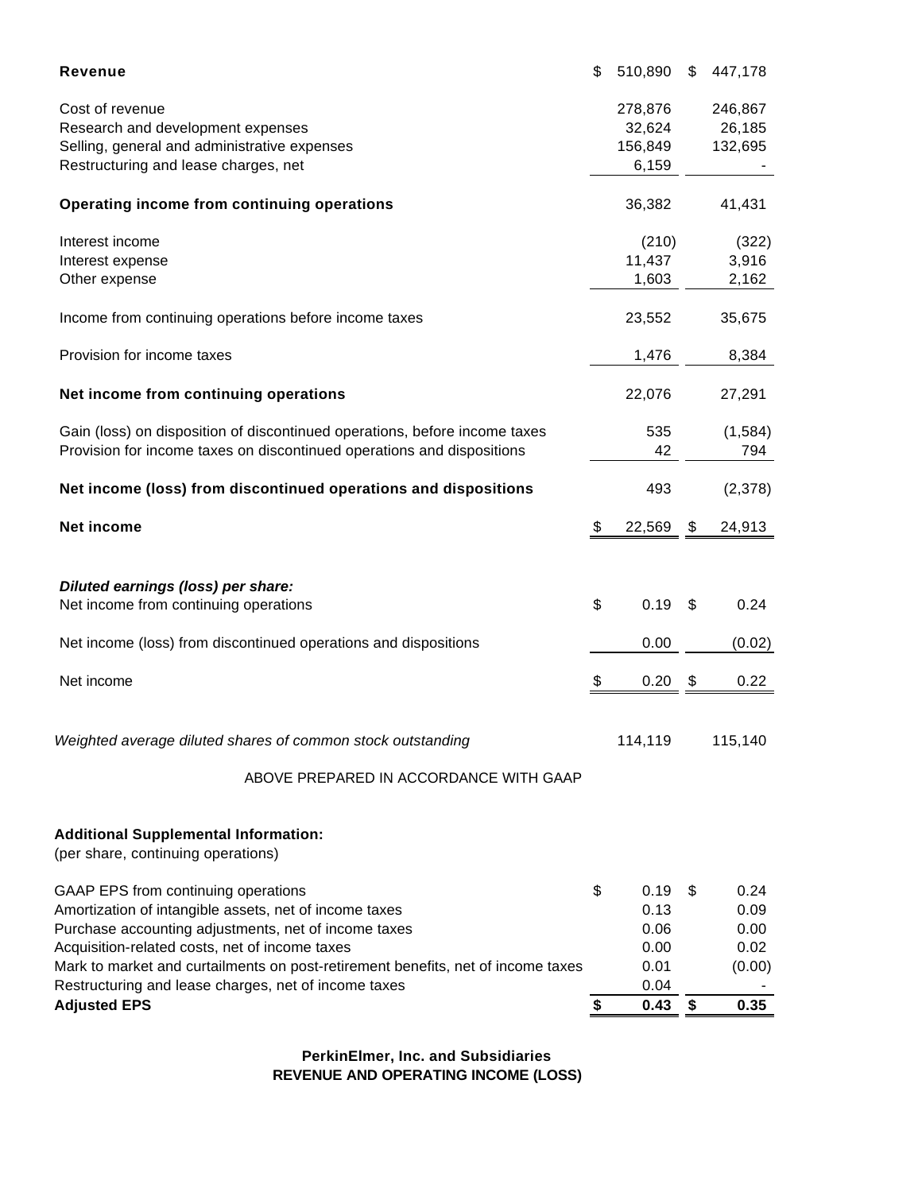| | | |
|---|---|---|
| **Revenue** | $ 510,890 | $ 447,178 |
| Cost of revenue | 278,876 | 246,867 |
| Research and development expenses | 32,624 | 26,185 |
| Selling, general and administrative expenses | 156,849 | 132,695 |
| Restructuring and lease charges, net | 6,159 | - |
| **Operating income from continuing operations** | 36,382 | 41,431 |
| Interest income | (210) | (322) |
| Interest expense | 11,437 | 3,916 |
| Other expense | 1,603 | 2,162 |
| Income from continuing operations before income taxes | 23,552 | 35,675 |
| Provision for income taxes | 1,476 | 8,384 |
| **Net income from continuing operations** | 22,076 | 27,291 |
| Gain (loss) on disposition of discontinued operations, before income taxes | 535 | (1,584) |
| Provision for income taxes on discontinued operations and dispositions | 42 | 794 |
| **Net income (loss) from discontinued operations and dispositions** | 493 | (2,378) |
| **Net income** | $ 22,569 | $ 24,913 |
| ***Diluted earnings (loss) per share:*** | | |
| Net income from continuing operations | $ 0.19 | $ 0.24 |
| Net income (loss) from discontinued operations and dispositions | 0.00 | (0.02) |
| Net income | $ 0.20 | $ 0.22 |
| *Weighted average diluted shares of common stock outstanding* | 114,119 | 115,140 |

ABOVE PREPARED IN ACCORDANCE WITH GAAP

**Additional Supplemental Information:**
(per share, continuing operations)

| | | |
|---|---|---|
| GAAP EPS from continuing operations | $ 0.19 | $ 0.24 |
| Amortization of intangible assets, net of income taxes | 0.13 | 0.09 |
| Purchase accounting adjustments, net of income taxes | 0.06 | 0.00 |
| Acquisition-related costs, net of income taxes | 0.00 | 0.02 |
| Mark to market and curtailments on post-retirement benefits, net of income taxes | 0.01 | (0.00) |
| Restructuring and lease charges, net of income taxes | 0.04 | - |
| **Adjusted EPS** | **$ 0.43** | **$ 0.35** |

**PerkinElmer, Inc. and Subsidiaries**
**REVENUE AND OPERATING INCOME (LOSS)**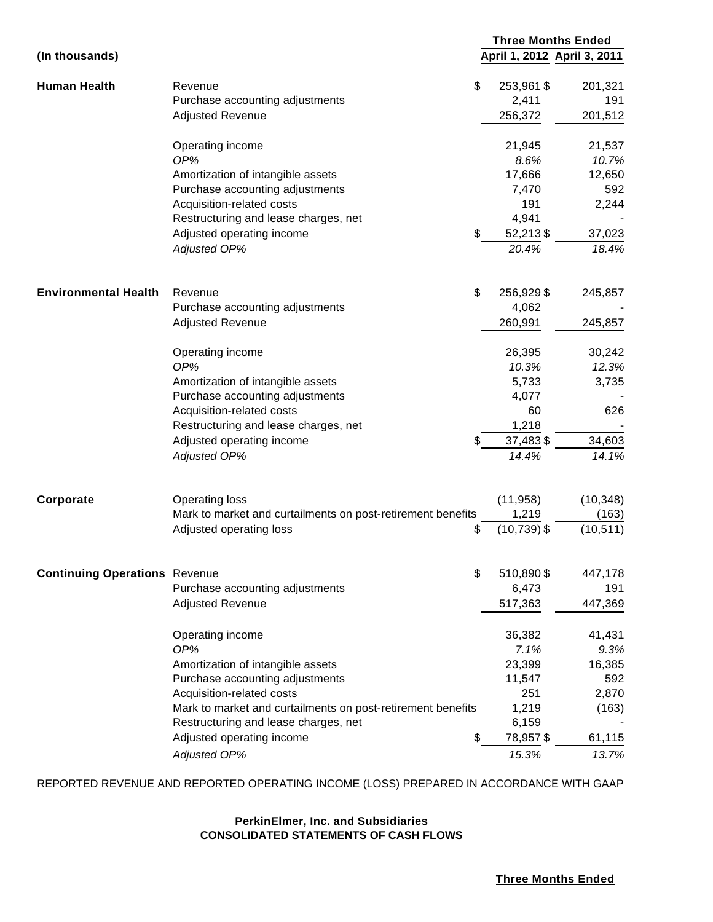| (In thousands) | | Three Months Ended | |
|---|---|---|---|
| | | April 1, 2012 | April 3, 2011 |
| **Human Health** | Revenue | $ 253,961 | $ 201,321 |
| | Purchase accounting adjustments | 2,411 | 191 |
| | Adjusted Revenue | 256,372 | 201,512 |
| | Operating income | 21,945 | 21,537 |
| | *OP%* | *8.6%* | *10.7%* |
| | Amortization of intangible assets | 17,666 | 12,650 |
| | Purchase accounting adjustments | 7,470 | 592 |
| | Acquisition-related costs | 191 | 2,244 |
| | Restructuring and lease charges, net | 4,941 | - |
| | Adjusted operating income | $ 52,213 | $ 37,023 |
| | *Adjusted OP%* | *20.4%* | *18.4%* |
| **Environmental Health** | Revenue | $ 256,929 | $ 245,857 |
| | Purchase accounting adjustments | 4,062 | - |
| | Adjusted Revenue | 260,991 | 245,857 |
| | Operating income | 26,395 | 30,242 |
| | *OP%* | *10.3%* | *12.3%* |
| | Amortization of intangible assets | 5,733 | 3,735 |
| | Purchase accounting adjustments | 4,077 | - |
| | Acquisition-related costs | 60 | 626 |
| | Restructuring and lease charges, net | 1,218 | - |
| | Adjusted operating income | $ 37,483 | $ 34,603 |
| | *Adjusted OP%* | *14.4%* | *14.1%* |
| **Corporate** | Operating loss | (11,958) | (10,348) |
| | Mark to market and curtailments on post-retirement benefits | 1,219 | (163) |
| | Adjusted operating loss | $ (10,739) | $ (10,511) |
| **Continuing Operations** | Revenue | $ 510,890 | $ 447,178 |
| | Purchase accounting adjustments | 6,473 | 191 |
| | Adjusted Revenue | 517,363 | 447,369 |
| | Operating income | 36,382 | 41,431 |
| | *OP%* | *7.1%* | *9.3%* |
| | Amortization of intangible assets | 23,399 | 16,385 |
| | Purchase accounting adjustments | 11,547 | 592 |
| | Acquisition-related costs | 251 | 2,870 |
| | Mark to market and curtailments on post-retirement benefits | 1,219 | (163) |
| | Restructuring and lease charges, net | 6,159 | - |
| | Adjusted operating income | $ 78,957 | $ 61,115 |
| | *Adjusted OP%* | *15.3%* | *13.7%* |

REPORTED REVENUE AND REPORTED OPERATING INCOME (LOSS) PREPARED IN ACCORDANCE WITH GAAP

**PerkinElmer, Inc. and Subsidiaries**
**CONSOLIDATED STATEMENTS OF CASH FLOWS**

**Three Months Ended**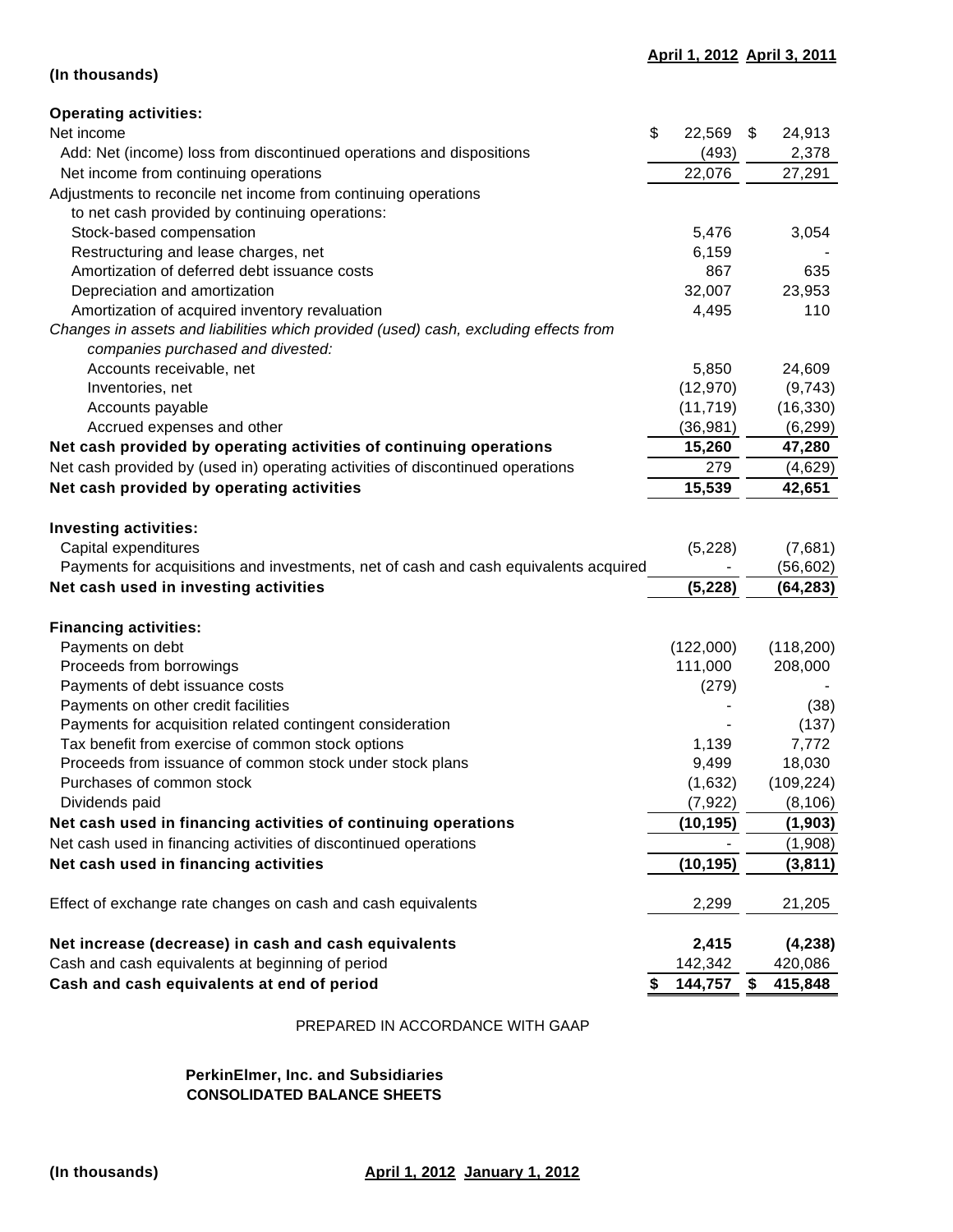| (In thousands) | April 1, 2012 | April 3, 2011 |
|---|---|---|
| **Operating activities:** | | |
| Net income | $ 22,569 | $ 24,913 |
| Add: Net (income) loss from discontinued operations and dispositions | (493) | 2,378 |
| Net income from continuing operations | 22,076 | 27,291 |
| Adjustments to reconcile net income from continuing operations to net cash provided by continuing operations: | | |
| Stock-based compensation | 5,476 | 3,054 |
| Restructuring and lease charges, net | 6,159 | - |
| Amortization of deferred debt issuance costs | 867 | 635 |
| Depreciation and amortization | 32,007 | 23,953 |
| Amortization of acquired inventory revaluation | 4,495 | 110 |
| *Changes in assets and liabilities which provided (used) cash, excluding effects from companies purchased and divested:* | | |
| Accounts receivable, net | 5,850 | 24,609 |
| Inventories, net | (12,970) | (9,743) |
| Accounts payable | (11,719) | (16,330) |
| Accrued expenses and other | (36,981) | (6,299) |
| **Net cash provided by operating activities of continuing operations** | **15,260** | **47,280** |
| Net cash provided by (used in) operating activities of discontinued operations | 279 | (4,629) |
| **Net cash provided by operating activities** | **15,539** | **42,651** |
| **Investing activities:** | | |
| Capital expenditures | (5,228) | (7,681) |
| Payments for acquisitions and investments, net of cash and cash equivalents acquired | - | (56,602) |
| **Net cash used in investing activities** | **(5,228)** | **(64,283)** |
| **Financing activities:** | | |
| Payments on debt | (122,000) | (118,200) |
| Proceeds from borrowings | 111,000 | 208,000 |
| Payments of debt issuance costs | (279) | - |
| Payments on other credit facilities | - | (38) |
| Payments for acquisition related contingent consideration | - | (137) |
| Tax benefit from exercise of common stock options | 1,139 | 7,772 |
| Proceeds from issuance of common stock under stock plans | 9,499 | 18,030 |
| Purchases of common stock | (1,632) | (109,224) |
| Dividends paid | (7,922) | (8,106) |
| **Net cash used in financing activities of continuing operations** | **(10,195)** | **(1,903)** |
| Net cash used in financing activities of discontinued operations | - | (1,908) |
| **Net cash used in financing activities** | **(10,195)** | **(3,811)** |
| Effect of exchange rate changes on cash and cash equivalents | 2,299 | 21,205 |
| **Net increase (decrease) in cash and cash equivalents** | **2,415** | **(4,238)** |
| Cash and cash equivalents at beginning of period | 142,342 | 420,086 |
| **Cash and cash equivalents at end of period** | **$ 144,757** | **$ 415,848** |

PREPARED IN ACCORDANCE WITH GAAP

**PerkinElmer, Inc. and Subsidiaries**
**CONSOLIDATED BALANCE SHEETS**

| (In thousands) | April 1, 2012 | January 1, 2012 |
|---|---|---|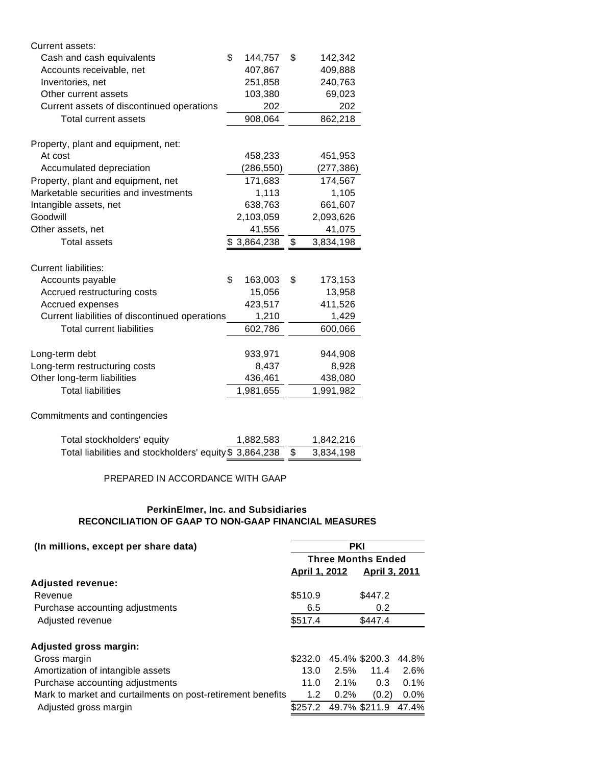| | | |
|---|---|---|
| Current assets: | | |
| Cash and cash equivalents | $ 144,757 | $ 142,342 |
| Accounts receivable, net | 407,867 | 409,888 |
| Inventories, net | 251,858 | 240,763 |
| Other current assets | 103,380 | 69,023 |
| Current assets of discontinued operations | 202 | 202 |
| Total current assets | 908,064 | 862,218 |
| | | |
| Property, plant and equipment, net: | | |
| At cost | 458,233 | 451,953 |
| Accumulated depreciation | (286,550) | (277,386) |
| Property, plant and equipment, net | 171,683 | 174,567 |
| Marketable securities and investments | 1,113 | 1,105 |
| Intangible assets, net | 638,763 | 661,607 |
| Goodwill | 2,103,059 | 2,093,626 |
| Other assets, net | 41,556 | 41,075 |
| Total assets | $ 3,864,238 | $ 3,834,198 |
| | | |
| Current liabilities: | | |
| Accounts payable | $ 163,003 | $ 173,153 |
| Accrued restructuring costs | 15,056 | 13,958 |
| Accrued expenses | 423,517 | 411,526 |
| Current liabilities of discontinued operations | 1,210 | 1,429 |
| Total current liabilities | 602,786 | 600,066 |
| | | |
| Long-term debt | 933,971 | 944,908 |
| Long-term restructuring costs | 8,437 | 8,928 |
| Other long-term liabilities | 436,461 | 438,080 |
| Total liabilities | 1,981,655 | 1,991,982 |
| | | |
| Commitments and contingencies | | |
| | | |
| Total stockholders' equity | 1,882,583 | 1,842,216 |
| Total liabilities and stockholders' equity | $ 3,864,238 | $ 3,834,198 |

PREPARED IN ACCORDANCE WITH GAAP

**PerkinElmer, Inc. and Subsidiaries**
**RECONCILIATION OF GAAP TO NON-GAAP FINANCIAL MEASURES**

| (In millions, except per share data) | PKI | | | |
|---|---|---|---|---|
| | Three Months Ended | | | |
| | April 1, 2012 | | April 3, 2011 | |
| **Adjusted revenue:** | | | | |
| Revenue | $510.9 | | $447.2 | |
| Purchase accounting adjustments | 6.5 | | 0.2 | |
| Adjusted revenue | $517.4 | | $447.4 | |
| | | | | |
| **Adjusted gross margin:** | | | | |
| Gross margin | $232.0 | 45.4% | $200.3 | 44.8% |
| Amortization of intangible assets | 13.0 | 2.5% | 11.4 | 2.6% |
| Purchase accounting adjustments | 11.0 | 2.1% | 0.3 | 0.1% |
| Mark to market and curtailments on post-retirement benefits | 1.2 | 0.2% | (0.2) | 0.0% |
| Adjusted gross margin | $257.2 | 49.7% | $211.9 | 47.4% |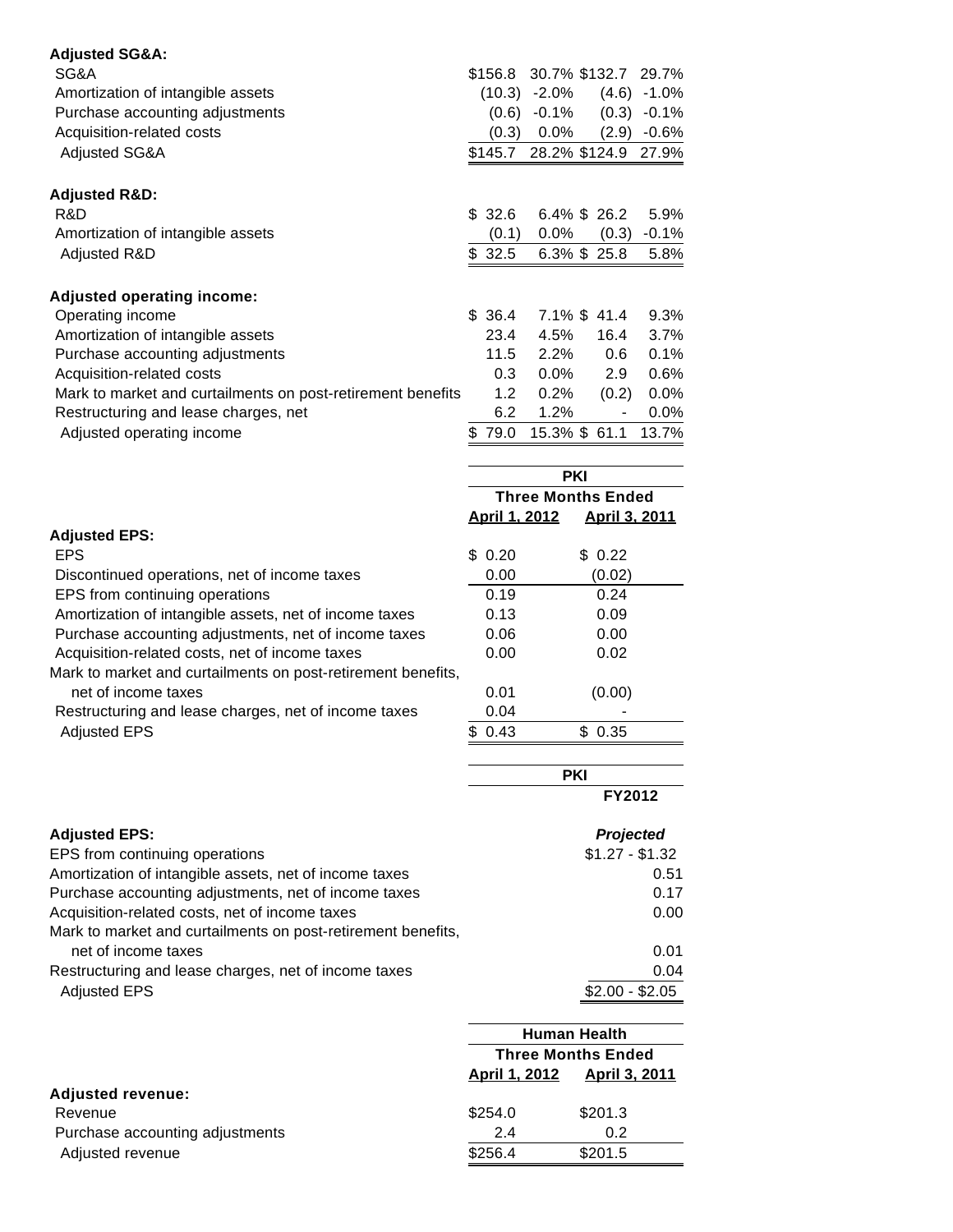| | | | | |
|---|---|---|---|---|
| **Adjusted SG&A:** | | | | |
| SG&A | $156.8 | 30.7% | $132.7 | 29.7% |
| Amortization of intangible assets | (10.3) | -2.0% | (4.6) | -1.0% |
| Purchase accounting adjustments | (0.6) | -0.1% | (0.3) | -0.1% |
| Acquisition-related costs | (0.3) | 0.0% | (2.9) | -0.6% |
| Adjusted SG&A | $145.7 | 28.2% | $124.9 | 27.9% |
| | | | | |
| **Adjusted R&D:** | | | | |
| R&D | $ 32.6 | 6.4% | $ 26.2 | 5.9% |
| Amortization of intangible assets | (0.1) | 0.0% | (0.3) | -0.1% |
| Adjusted R&D | $ 32.5 | 6.3% | $ 25.8 | 5.8% |
| | | | | |
| **Adjusted operating income:** | | | | |
| Operating income | $ 36.4 | 7.1% | $ 41.4 | 9.3% |
| Amortization of intangible assets | 23.4 | 4.5% | 16.4 | 3.7% |
| Purchase accounting adjustments | 11.5 | 2.2% | 0.6 | 0.1% |
| Acquisition-related costs | 0.3 | 0.0% | 2.9 | 0.6% |
| Mark to market and curtailments on post-retirement benefits | 1.2 | 0.2% | (0.2) | 0.0% |
| Restructuring and lease charges, net | 6.2 | 1.2% | - | 0.0% |
| Adjusted operating income | $ 79.0 | 15.3% | $ 61.1 | 13.7% |

| | PKI | |
|---|---|---|
| | Three Months Ended | |
| | April 1, 2012 | April 3, 2011 |
| **Adjusted EPS:** | | |
| EPS | $ 0.20 | $ 0.22 |
| Discontinued operations, net of income taxes | 0.00 | (0.02) |
| EPS from continuing operations | 0.19 | 0.24 |
| Amortization of intangible assets, net of income taxes | 0.13 | 0.09 |
| Purchase accounting adjustments, net of income taxes | 0.06 | 0.00 |
| Acquisition-related costs, net of income taxes | 0.00 | 0.02 |
| Mark to market and curtailments on post-retirement benefits, net of income taxes | 0.01 | (0.00) |
| Restructuring and lease charges, net of income taxes | 0.04 | - |
| Adjusted EPS | $ 0.43 | $ 0.35 |

| | PKI |
|---|---|
| | FY2012 |
| **Adjusted EPS:** | ***Projected*** |
| EPS from continuing operations | $1.27 - $1.32 |
| Amortization of intangible assets, net of income taxes | 0.51 |
| Purchase accounting adjustments, net of income taxes | 0.17 |
| Acquisition-related costs, net of income taxes | 0.00 |
| Mark to market and curtailments on post-retirement benefits, net of income taxes | 0.01 |
| Restructuring and lease charges, net of income taxes | 0.04 |
| Adjusted EPS | $2.00 - $2.05 |

| | Human Health | |
|---|---|---|
| | Three Months Ended | |
| | April 1, 2012 | April 3, 2011 |
| **Adjusted revenue:** | | |
| Revenue | $254.0 | $201.3 |
| Purchase accounting adjustments | 2.4 | 0.2 |
| Adjusted revenue | $256.4 | $201.5 |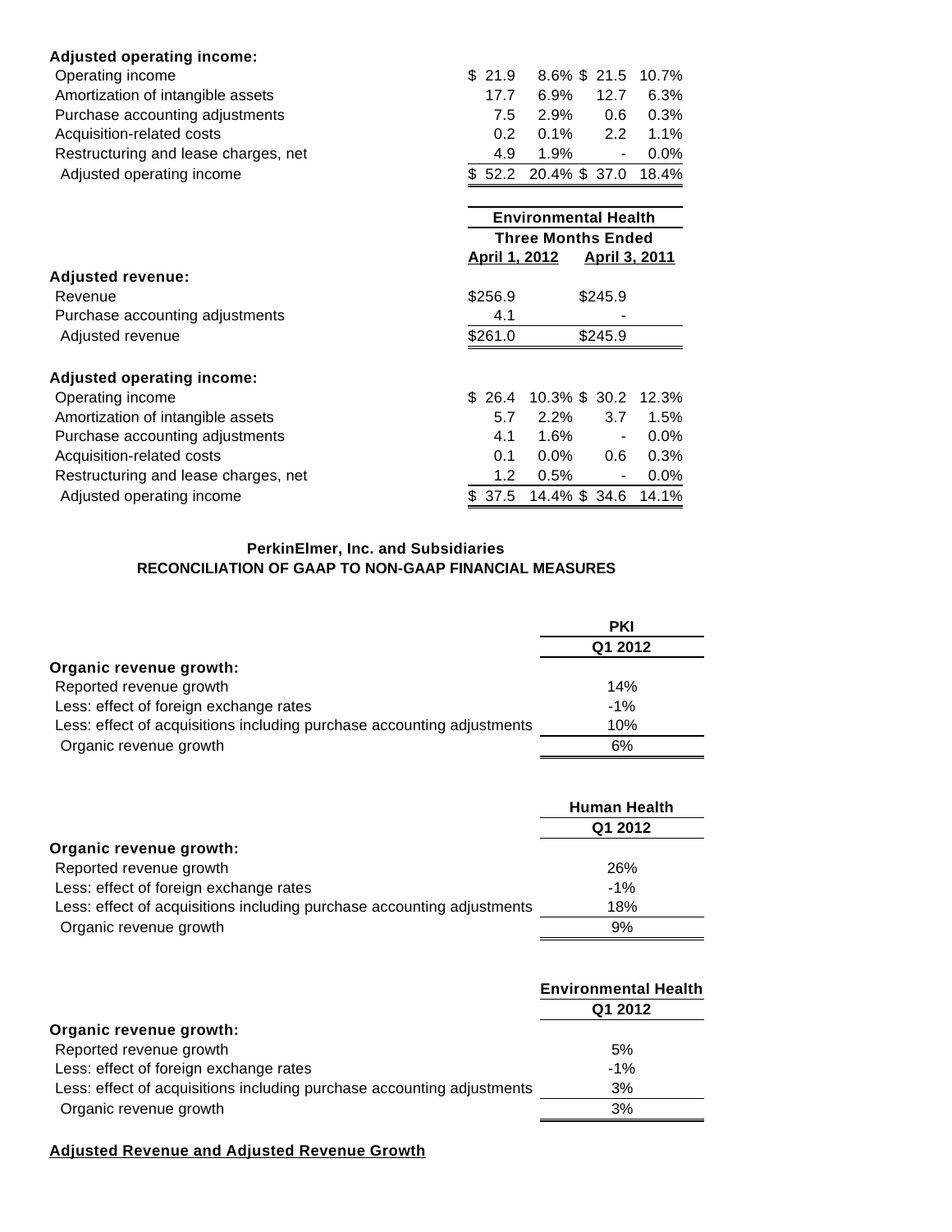| | | | | |
|---|---|---|---|---|
| **Adjusted operating income:** | | | | |
| Operating income | $ 21.9 | 8.6% | $ 21.5 | 10.7% |
| Amortization of intangible assets | 17.7 | 6.9% | 12.7 | 6.3% |
| Purchase accounting adjustments | 7.5 | 2.9% | 0.6 | 0.3% |
| Acquisition-related costs | 0.2 | 0.1% | 2.2 | 1.1% |
| Restructuring and lease charges, net | 4.9 | 1.9% | - | 0.0% |
| Adjusted operating income | $ 52.2 | 20.4% | $ 37.0 | 18.4% |

| | Environmental Health | | | |
|---|---|---|---|---|
| | Three Months Ended | | | |
| | April 1, 2012 | | April 3, 2011 | |
| **Adjusted revenue:** | | | | |
| Revenue | $256.9 | | $245.9 | |
| Purchase accounting adjustments | 4.1 | | - | |
| Adjusted revenue | $261.0 | | $245.9 | |
| **Adjusted operating income:** | | | | |
| Operating income | $ 26.4 | 10.3% | $ 30.2 | 12.3% |
| Amortization of intangible assets | 5.7 | 2.2% | 3.7 | 1.5% |
| Purchase accounting adjustments | 4.1 | 1.6% | - | 0.0% |
| Acquisition-related costs | 0.1 | 0.0% | 0.6 | 0.3% |
| Restructuring and lease charges, net | 1.2 | 0.5% | - | 0.0% |
| Adjusted operating income | $ 37.5 | 14.4% | $ 34.6 | 14.1% |

**PerkinElmer, Inc. and Subsidiaries**
**RECONCILIATION OF GAAP TO NON-GAAP FINANCIAL MEASURES**

| | PKI |
|---|---|
| | Q1 2012 |
| **Organic revenue growth:** | |
| Reported revenue growth | 14% |
| Less: effect of foreign exchange rates | -1% |
| Less: effect of acquisitions including purchase accounting adjustments | 10% |
| Organic revenue growth | 6% |

| | Human Health |
|---|---|
| | Q1 2012 |
| **Organic revenue growth:** | |
| Reported revenue growth | 26% |
| Less: effect of foreign exchange rates | -1% |
| Less: effect of acquisitions including purchase accounting adjustments | 18% |
| Organic revenue growth | 9% |

| | Environmental Health |
|---|---|
| | Q1 2012 |
| **Organic revenue growth:** | |
| Reported revenue growth | 5% |
| Less: effect of foreign exchange rates | -1% |
| Less: effect of acquisitions including purchase accounting adjustments | 3% |
| Organic revenue growth | 3% |

**Adjusted Revenue and Adjusted Revenue Growth**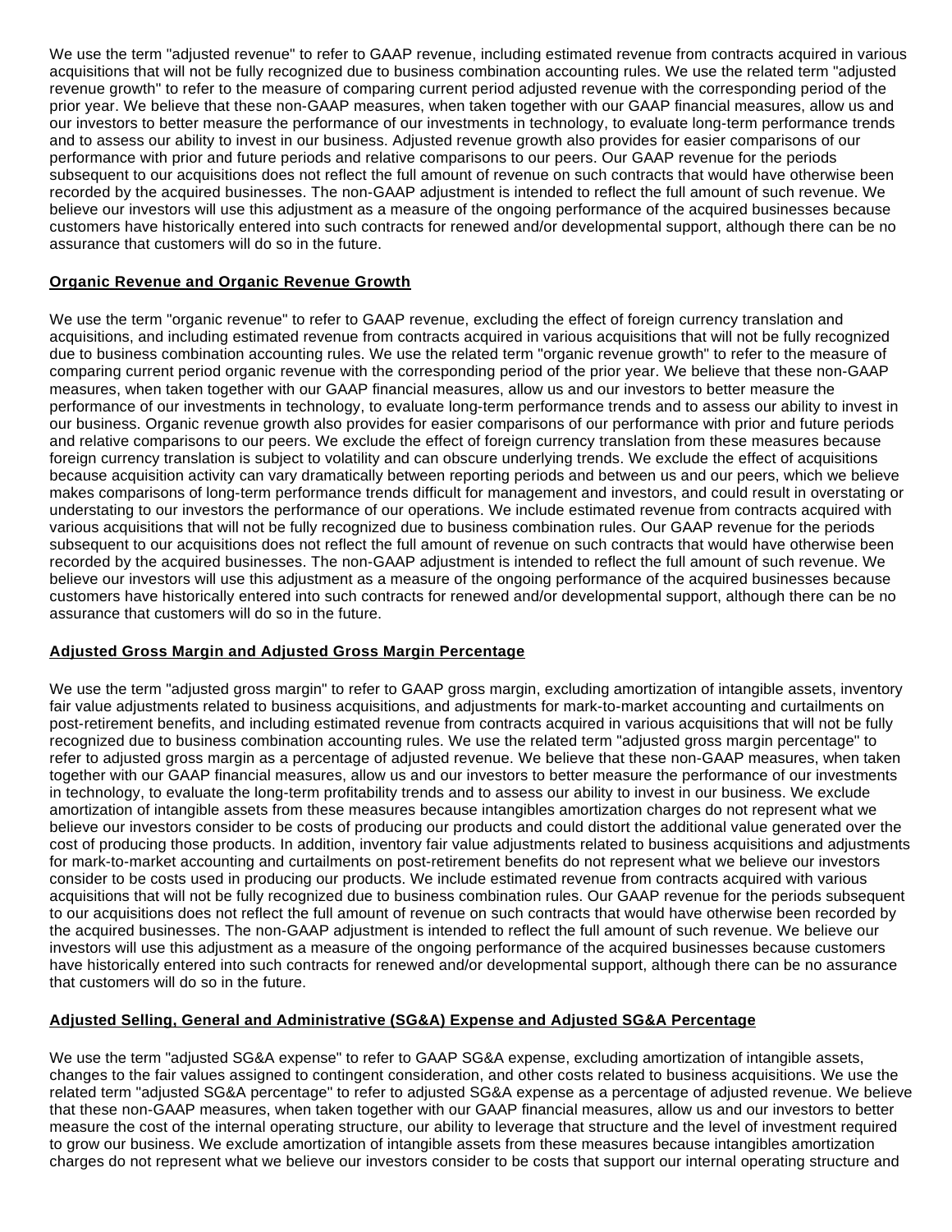We use the term "adjusted revenue" to refer to GAAP revenue, including estimated revenue from contracts acquired in various acquisitions that will not be fully recognized due to business combination accounting rules. We use the related term "adjusted revenue growth" to refer to the measure of comparing current period adjusted revenue with the corresponding period of the prior year. We believe that these non-GAAP measures, when taken together with our GAAP financial measures, allow us and our investors to better measure the performance of our investments in technology, to evaluate long-term performance trends and to assess our ability to invest in our business. Adjusted revenue growth also provides for easier comparisons of our performance with prior and future periods and relative comparisons to our peers. Our GAAP revenue for the periods subsequent to our acquisitions does not reflect the full amount of revenue on such contracts that would have otherwise been recorded by the acquired businesses. The non-GAAP adjustment is intended to reflect the full amount of such revenue. We believe our investors will use this adjustment as a measure of the ongoing performance of the acquired businesses because customers have historically entered into such contracts for renewed and/or developmental support, although there can be no assurance that customers will do so in the future.

**Organic Revenue and Organic Revenue Growth**

We use the term "organic revenue" to refer to GAAP revenue, excluding the effect of foreign currency translation and acquisitions, and including estimated revenue from contracts acquired in various acquisitions that will not be fully recognized due to business combination accounting rules. We use the related term "organic revenue growth" to refer to the measure of comparing current period organic revenue with the corresponding period of the prior year. We believe that these non-GAAP measures, when taken together with our GAAP financial measures, allow us and our investors to better measure the performance of our investments in technology, to evaluate long-term performance trends and to assess our ability to invest in our business. Organic revenue growth also provides for easier comparisons of our performance with prior and future periods and relative comparisons to our peers. We exclude the effect of foreign currency translation from these measures because foreign currency translation is subject to volatility and can obscure underlying trends. We exclude the effect of acquisitions because acquisition activity can vary dramatically between reporting periods and between us and our peers, which we believe makes comparisons of long-term performance trends difficult for management and investors, and could result in overstating or understating to our investors the performance of our operations. We include estimated revenue from contracts acquired with various acquisitions that will not be fully recognized due to business combination rules. Our GAAP revenue for the periods subsequent to our acquisitions does not reflect the full amount of revenue on such contracts that would have otherwise been recorded by the acquired businesses. The non-GAAP adjustment is intended to reflect the full amount of such revenue. We believe our investors will use this adjustment as a measure of the ongoing performance of the acquired businesses because customers have historically entered into such contracts for renewed and/or developmental support, although there can be no assurance that customers will do so in the future.

**Adjusted Gross Margin and Adjusted Gross Margin Percentage**

We use the term "adjusted gross margin" to refer to GAAP gross margin, excluding amortization of intangible assets, inventory fair value adjustments related to business acquisitions, and adjustments for mark-to-market accounting and curtailments on post-retirement benefits, and including estimated revenue from contracts acquired in various acquisitions that will not be fully recognized due to business combination accounting rules. We use the related term "adjusted gross margin percentage" to refer to adjusted gross margin as a percentage of adjusted revenue. We believe that these non-GAAP measures, when taken together with our GAAP financial measures, allow us and our investors to better measure the performance of our investments in technology, to evaluate the long-term profitability trends and to assess our ability to invest in our business. We exclude amortization of intangible assets from these measures because intangibles amortization charges do not represent what we believe our investors consider to be costs of producing our products and could distort the additional value generated over the cost of producing those products. In addition, inventory fair value adjustments related to business acquisitions and adjustments for mark-to-market accounting and curtailments on post-retirement benefits do not represent what we believe our investors consider to be costs used in producing our products. We include estimated revenue from contracts acquired with various acquisitions that will not be fully recognized due to business combination rules. Our GAAP revenue for the periods subsequent to our acquisitions does not reflect the full amount of revenue on such contracts that would have otherwise been recorded by the acquired businesses. The non-GAAP adjustment is intended to reflect the full amount of such revenue. We believe our investors will use this adjustment as a measure of the ongoing performance of the acquired businesses because customers have historically entered into such contracts for renewed and/or developmental support, although there can be no assurance that customers will do so in the future.

**Adjusted Selling, General and Administrative (SG&A) Expense and Adjusted SG&A Percentage**

We use the term "adjusted SG&A expense" to refer to GAAP SG&A expense, excluding amortization of intangible assets, changes to the fair values assigned to contingent consideration, and other costs related to business acquisitions. We use the related term "adjusted SG&A percentage" to refer to adjusted SG&A expense as a percentage of adjusted revenue. We believe that these non-GAAP measures, when taken together with our GAAP financial measures, allow us and our investors to better measure the cost of the internal operating structure, our ability to leverage that structure and the level of investment required to grow our business. We exclude amortization of intangible assets from these measures because intangibles amortization charges do not represent what we believe our investors consider to be costs that support our internal operating structure and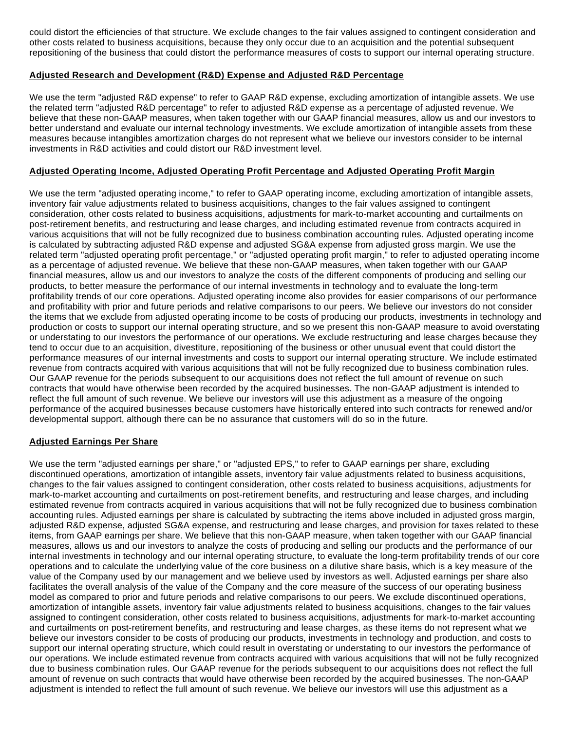could distort the efficiencies of that structure. We exclude changes to the fair values assigned to contingent consideration and other costs related to business acquisitions, because they only occur due to an acquisition and the potential subsequent repositioning of the business that could distort the performance measures of costs to support our internal operating structure.

**Adjusted Research and Development (R&D) Expense and Adjusted R&D Percentage**

We use the term "adjusted R&D expense" to refer to GAAP R&D expense, excluding amortization of intangible assets. We use the related term "adjusted R&D percentage" to refer to adjusted R&D expense as a percentage of adjusted revenue. We believe that these non-GAAP measures, when taken together with our GAAP financial measures, allow us and our investors to better understand and evaluate our internal technology investments. We exclude amortization of intangible assets from these measures because intangibles amortization charges do not represent what we believe our investors consider to be internal investments in R&D activities and could distort our R&D investment level.

**Adjusted Operating Income, Adjusted Operating Profit Percentage and Adjusted Operating Profit Margin**

We use the term "adjusted operating income," to refer to GAAP operating income, excluding amortization of intangible assets, inventory fair value adjustments related to business acquisitions, changes to the fair values assigned to contingent consideration, other costs related to business acquisitions, adjustments for mark-to-market accounting and curtailments on post-retirement benefits, and restructuring and lease charges, and including estimated revenue from contracts acquired in various acquisitions that will not be fully recognized due to business combination accounting rules. Adjusted operating income is calculated by subtracting adjusted R&D expense and adjusted SG&A expense from adjusted gross margin. We use the related term "adjusted operating profit percentage," or "adjusted operating profit margin," to refer to adjusted operating income as a percentage of adjusted revenue. We believe that these non-GAAP measures, when taken together with our GAAP financial measures, allow us and our investors to analyze the costs of the different components of producing and selling our products, to better measure the performance of our internal investments in technology and to evaluate the long-term profitability trends of our core operations. Adjusted operating income also provides for easier comparisons of our performance and profitability with prior and future periods and relative comparisons to our peers. We believe our investors do not consider the items that we exclude from adjusted operating income to be costs of producing our products, investments in technology and production or costs to support our internal operating structure, and so we present this non-GAAP measure to avoid overstating or understating to our investors the performance of our operations. We exclude restructuring and lease charges because they tend to occur due to an acquisition, divestiture, repositioning of the business or other unusual event that could distort the performance measures of our internal investments and costs to support our internal operating structure. We include estimated revenue from contracts acquired with various acquisitions that will not be fully recognized due to business combination rules. Our GAAP revenue for the periods subsequent to our acquisitions does not reflect the full amount of revenue on such contracts that would have otherwise been recorded by the acquired businesses. The non-GAAP adjustment is intended to reflect the full amount of such revenue. We believe our investors will use this adjustment as a measure of the ongoing performance of the acquired businesses because customers have historically entered into such contracts for renewed and/or developmental support, although there can be no assurance that customers will do so in the future.

**Adjusted Earnings Per Share**

We use the term "adjusted earnings per share," or "adjusted EPS," to refer to GAAP earnings per share, excluding discontinued operations, amortization of intangible assets, inventory fair value adjustments related to business acquisitions, changes to the fair values assigned to contingent consideration, other costs related to business acquisitions, adjustments for mark-to-market accounting and curtailments on post-retirement benefits, and restructuring and lease charges, and including estimated revenue from contracts acquired in various acquisitions that will not be fully recognized due to business combination accounting rules. Adjusted earnings per share is calculated by subtracting the items above included in adjusted gross margin, adjusted R&D expense, adjusted SG&A expense, and restructuring and lease charges, and provision for taxes related to these items, from GAAP earnings per share. We believe that this non-GAAP measure, when taken together with our GAAP financial measures, allows us and our investors to analyze the costs of producing and selling our products and the performance of our internal investments in technology and our internal operating structure, to evaluate the long-term profitability trends of our core operations and to calculate the underlying value of the core business on a dilutive share basis, which is a key measure of the value of the Company used by our management and we believe used by investors as well. Adjusted earnings per share also facilitates the overall analysis of the value of the Company and the core measure of the success of our operating business model as compared to prior and future periods and relative comparisons to our peers. We exclude discontinued operations, amortization of intangible assets, inventory fair value adjustments related to business acquisitions, changes to the fair values assigned to contingent consideration, other costs related to business acquisitions, adjustments for mark-to-market accounting and curtailments on post-retirement benefits, and restructuring and lease charges, as these items do not represent what we believe our investors consider to be costs of producing our products, investments in technology and production, and costs to support our internal operating structure, which could result in overstating or understating to our investors the performance of our operations. We include estimated revenue from contracts acquired with various acquisitions that will not be fully recognized due to business combination rules. Our GAAP revenue for the periods subsequent to our acquisitions does not reflect the full amount of revenue on such contracts that would have otherwise been recorded by the acquired businesses. The non-GAAP adjustment is intended to reflect the full amount of such revenue. We believe our investors will use this adjustment as a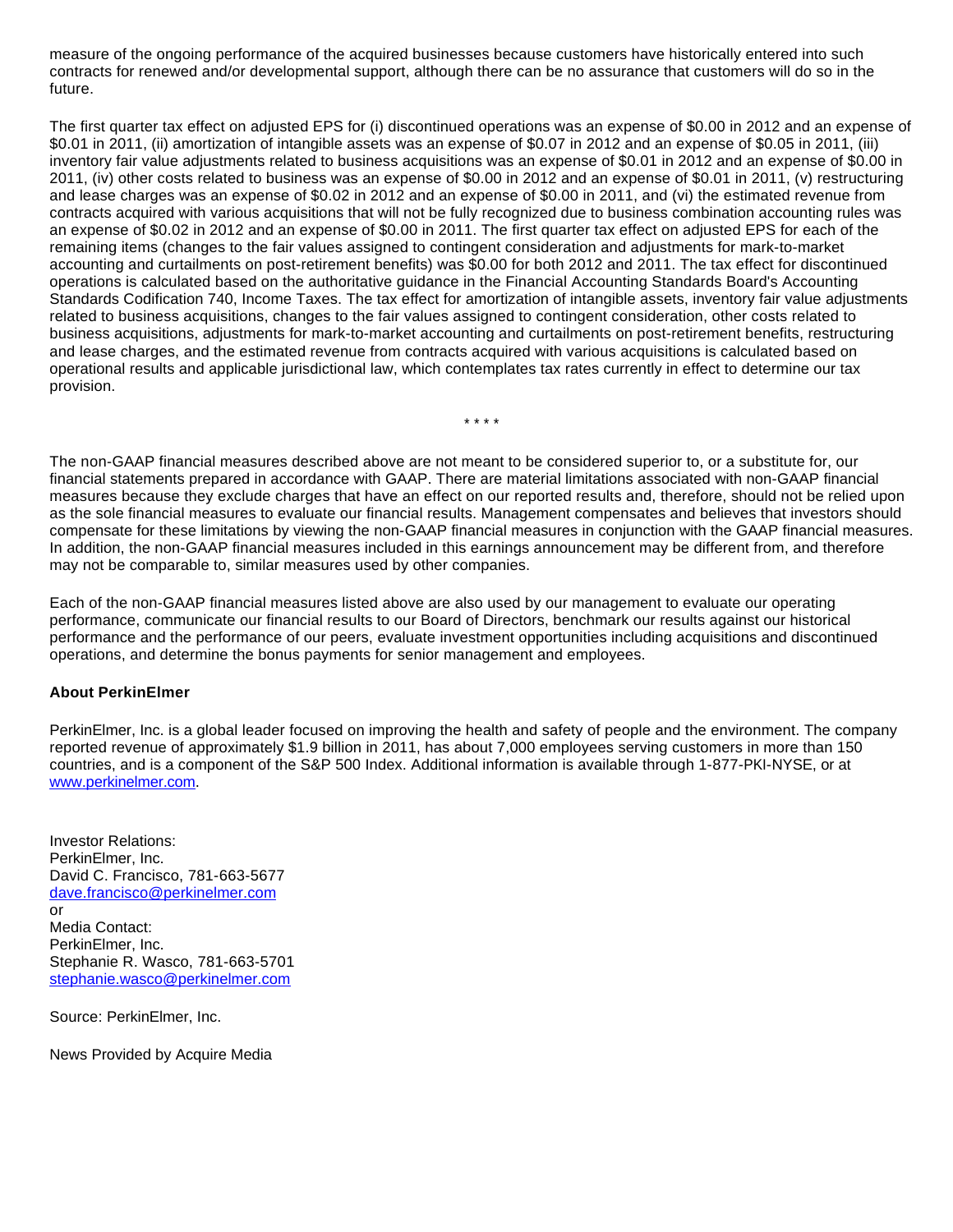measure of the ongoing performance of the acquired businesses because customers have historically entered into such contracts for renewed and/or developmental support, although there can be no assurance that customers will do so in the future.

The first quarter tax effect on adjusted EPS for (i) discontinued operations was an expense of $0.00 in 2012 and an expense of $0.01 in 2011, (ii) amortization of intangible assets was an expense of $0.07 in 2012 and an expense of $0.05 in 2011, (iii) inventory fair value adjustments related to business acquisitions was an expense of $0.01 in 2012 and an expense of $0.00 in 2011, (iv) other costs related to business was an expense of $0.00 in 2012 and an expense of $0.01 in 2011, (v) restructuring and lease charges was an expense of $0.02 in 2012 and an expense of $0.00 in 2011, and (vi) the estimated revenue from contracts acquired with various acquisitions that will not be fully recognized due to business combination accounting rules was an expense of $0.02 in 2012 and an expense of $0.00 in 2011. The first quarter tax effect on adjusted EPS for each of the remaining items (changes to the fair values assigned to contingent consideration and adjustments for mark-to-market accounting and curtailments on post-retirement benefits) was $0.00 for both 2012 and 2011. The tax effect for discontinued operations is calculated based on the authoritative guidance in the Financial Accounting Standards Board's Accounting Standards Codification 740, Income Taxes. The tax effect for amortization of intangible assets, inventory fair value adjustments related to business acquisitions, changes to the fair values assigned to contingent consideration, other costs related to business acquisitions, adjustments for mark-to-market accounting and curtailments on post-retirement benefits, restructuring and lease charges, and the estimated revenue from contracts acquired with various acquisitions is calculated based on operational results and applicable jurisdictional law, which contemplates tax rates currently in effect to determine our tax provision.

\* \* \* \*

The non-GAAP financial measures described above are not meant to be considered superior to, or a substitute for, our financial statements prepared in accordance with GAAP. There are material limitations associated with non-GAAP financial measures because they exclude charges that have an effect on our reported results and, therefore, should not be relied upon as the sole financial measures to evaluate our financial results. Management compensates and believes that investors should compensate for these limitations by viewing the non-GAAP financial measures in conjunction with the GAAP financial measures. In addition, the non-GAAP financial measures included in this earnings announcement may be different from, and therefore may not be comparable to, similar measures used by other companies.

Each of the non-GAAP financial measures listed above are also used by our management to evaluate our operating performance, communicate our financial results to our Board of Directors, benchmark our results against our historical performance and the performance of our peers, evaluate investment opportunities including acquisitions and discontinued operations, and determine the bonus payments for senior management and employees.

**About PerkinElmer**

PerkinElmer, Inc. is a global leader focused on improving the health and safety of people and the environment. The company reported revenue of approximately $1.9 billion in 2011, has about 7,000 employees serving customers in more than 150 countries, and is a component of the S&P 500 Index. Additional information is available through 1-877-PKI-NYSE, or at www.perkinelmer.com.

Investor Relations:
PerkinElmer, Inc.
David C. Francisco, 781-663-5677
dave.francisco@perkinelmer.com
or
Media Contact:
PerkinElmer, Inc.
Stephanie R. Wasco, 781-663-5701
stephanie.wasco@perkinelmer.com

Source: PerkinElmer, Inc.

News Provided by Acquire Media